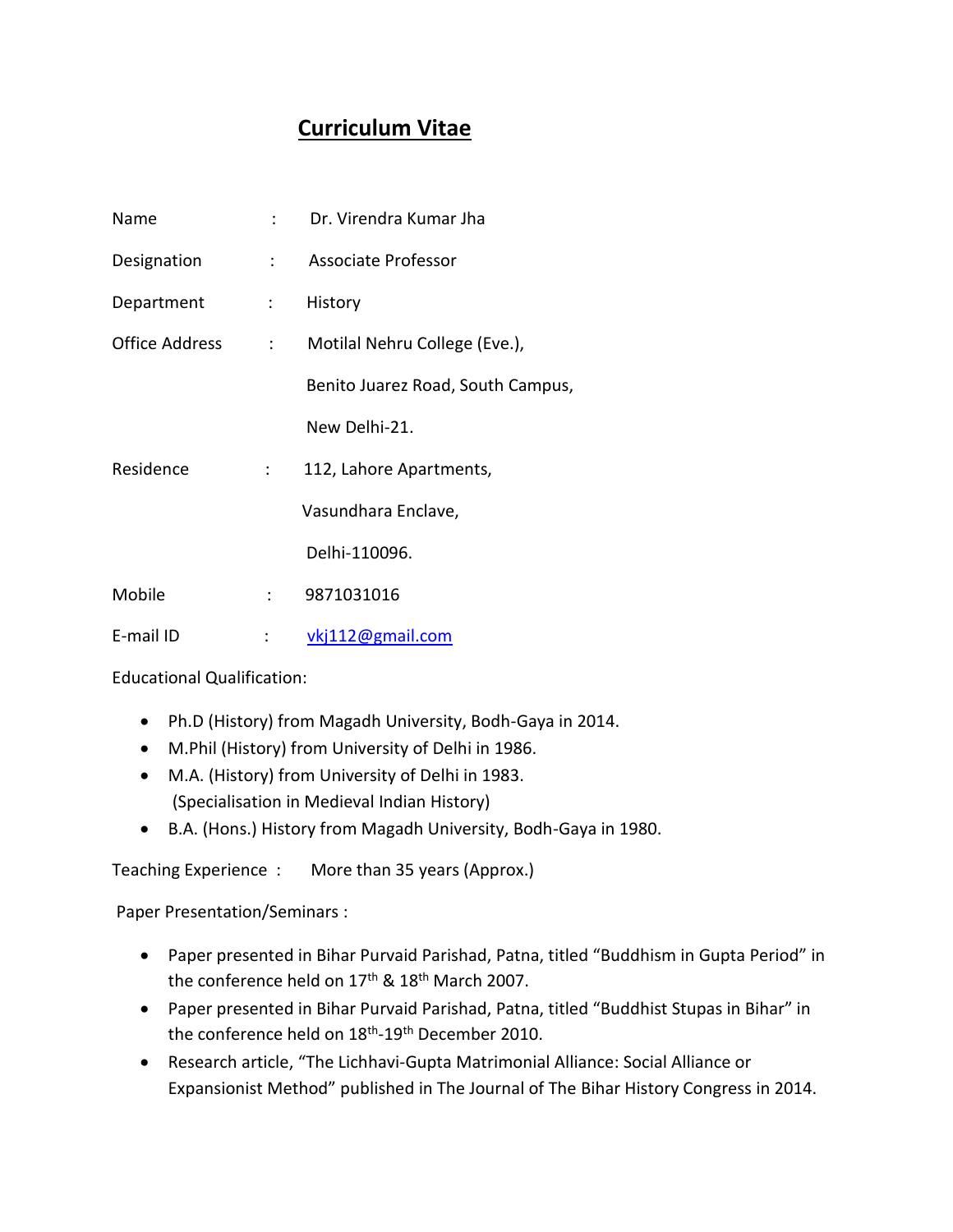# Curriculum Vitae

| | | |
|---|---|---|
| Name | : | Dr. Virendra Kumar Jha |
| Designation | : | Associate Professor |
| Department | : | History |
| Office Address | : | Motilal Nehru College (Eve.), |
| | | Benito Juarez Road, South Campus, |
| | | New Delhi-21. |
| Residence | : | 112, Lahore Apartments, |
| | | Vasundhara Enclave, |
| | | Delhi-110096. |
| Mobile | : | 9871031016 |
| E-mail ID | : | vkj112@gmail.com |

Educational Qualification:

- Ph.D (History) from Magadh University, Bodh-Gaya in 2014.
- M.Phil (History) from University of Delhi in 1986.
- M.A. (History) from University of Delhi in 1983. (Specialisation in Medieval Indian History)
- B.A. (Hons.) History from Magadh University, Bodh-Gaya in 1980.

Teaching Experience : More than 35 years (Approx.)

Paper Presentation/Seminars :

- Paper presented in Bihar Purvaid Parishad, Patna, titled "Buddhism in Gupta Period" in the conference held on 17th & 18th March 2007.
- Paper presented in Bihar Purvaid Parishad, Patna, titled "Buddhist Stupas in Bihar" in the conference held on 18th-19th December 2010.
- Research article, "The Lichhavi-Gupta Matrimonial Alliance: Social Alliance or Expansionist Method" published in The Journal of The Bihar History Congress in 2014.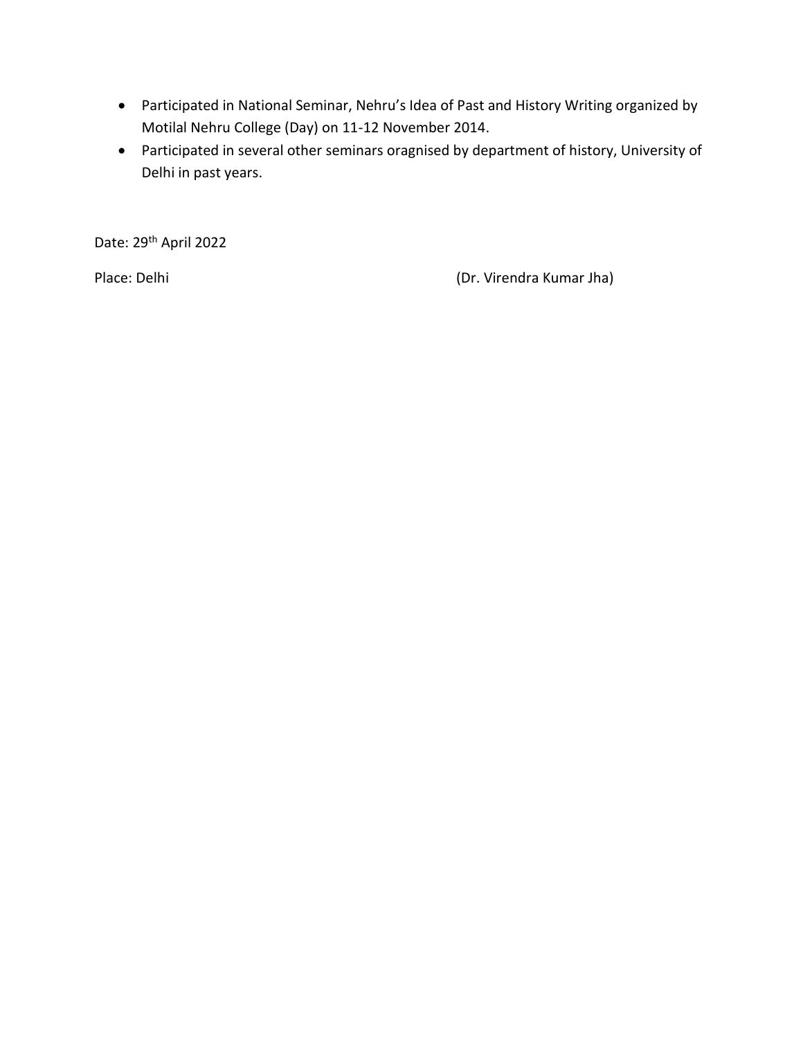- Participated in National Seminar, Nehru's Idea of Past and History Writing organized by Motilal Nehru College (Day) on 11-12 November 2014.
- Participated in several other seminars oragnised by department of history, University of Delhi in past years.

Date: 29th April 2022

Place: Delhi (Dr. Virendra Kumar Jha)